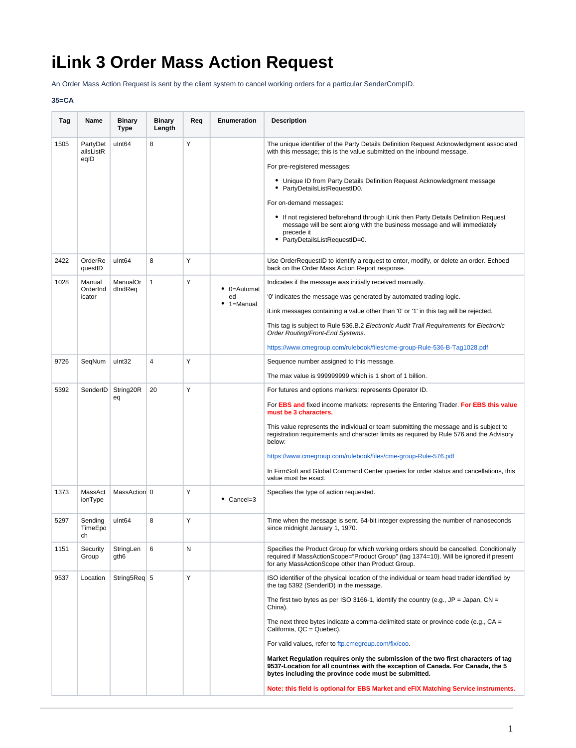# iLink 3 Order Mass Action Request

An Order Mass Action Request is sent by the client system to cancel working orders for a particular SenderCompID.

**35=CA**

| Tag | Name | Binary Type | Binary Length | Req | Enumeration | Description |
|---|---|---|---|---|---|---|
| 1505 | PartyDetailsListReqID | uInt64 | 8 | Y | | The unique identifier of the Party Details Definition Request Acknowledgment associated with this message; this is the value submitted on the inbound message.<br><br>For pre-registered messages:<br><br>• Unique ID from Party Details Definition Request Acknowledgment message<br>• PartyDetailsListRequestID0.<br><br>For on-demand messages:<br><br>• If not registered beforehand through iLink then Party Details Definition Request message will be sent along with the business message and will immediately precede it<br>• PartyDetailsListRequestID=0. |
| 2422 | OrderRequestID | uInt64 | 8 | Y | | Use OrderRequestID to identify a request to enter, modify, or delete an order. Echoed back on the Order Mass Action Report response. |
| 1028 | ManualOrderIndicator | ManualOrdIndReq | 1 | Y | • 0=Automated<br>• 1=Manual | Indicates if the message was initially received manually.<br><br>'0' indicates the message was generated by automated trading logic.<br><br>iLink messages containing a value other than '0' or '1' in this tag will be rejected.<br><br>This tag is subject to Rule 536.B.2 *Electronic Audit Trail Requirements for Electronic Order Routing/Front-End Systems*.<br><br>https://www.cmegroup.com/rulebook/files/cme-group-Rule-536-B-Tag1028.pdf |
| 9726 | SeqNum | uInt32 | 4 | Y | | Sequence number assigned to this message.<br><br>The max value is 999999999 which is 1 short of 1 billion. |
| 5392 | SenderID | String20Req | 20 | Y | | For futures and options markets: represents Operator ID.<br><br>For **EBS and** fixed income markets: represents the Entering Trader. **For EBS this value must be 3 characters.**<br><br>This value represents the individual or team submitting the message and is subject to registration requirements and character limits as required by Rule 576 and the Advisory below:<br><br>https://www.cmegroup.com/rulebook/files/cme-group-Rule-576.pdf<br><br>In FirmSoft and Global Command Center queries for order status and cancellations, this value must be exact. |
| 1373 | MassActionType | MassAction | 0 | Y | • Cancel=3 | Specifies the type of action requested. |
| 5297 | SendingTimeEpoch | uInt64 | 8 | Y | | Time when the message is sent. 64-bit integer expressing the number of nanoseconds since midnight January 1, 1970. |
| 1151 | SecurityGroup | StringLength6 | 6 | N | | Specifies the Product Group for which working orders should be cancelled. Conditionally required if MassActionScope="Product Group" (tag 1374=10). Will be ignored if present for any MassActionScope other than Product Group. |
| 9537 | Location | String5Req | 5 | Y | | ISO identifier of the physical location of the individual or team head trader identified by the tag 5392 (SenderID) in the message.<br><br>The first two bytes as per ISO 3166-1, identify the country (e.g., JP = Japan, CN = China).<br><br>The next three bytes indicate a comma-delimited state or province code (e.g., CA = California, QC = Quebec).<br><br>For valid values, refer to ftp.cmegroup.com/fix/coo.<br><br>**Market Regulation requires only the submission of the two first characters of tag 9537-Location for all countries with the exception of Canada. For Canada, the 5 bytes including the province code must be submitted.**<br><br>**Note: this field is optional for EBS Market and eFIX Matching Service instruments.** |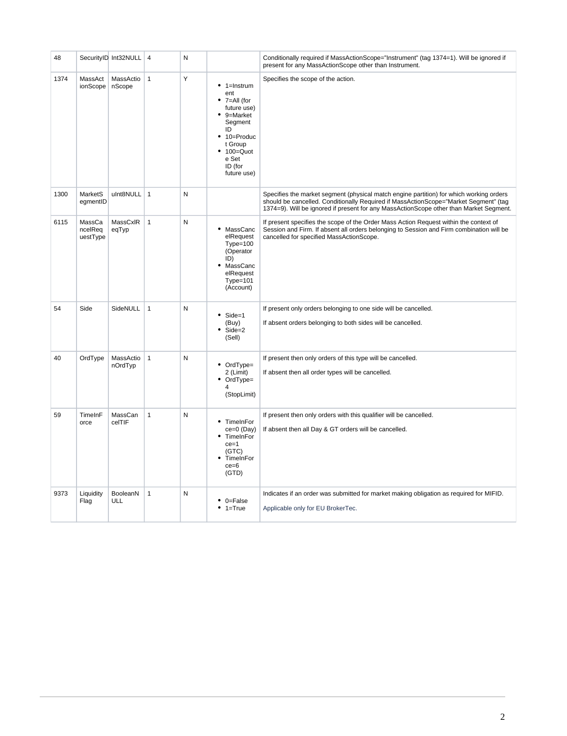| | | | | | | |
|---|---|---|---|---|---|---|
| 48 | SecurityID | Int32NULL | 4 | N | | Conditionally required if MassActionScope="Instrument" (tag 1374=1). Will be ignored if present for any MassActionScope other than Instrument. |
| 1374 | MassActionScope | MassActionScope | 1 | Y | • 1=Instrument<br>• 7=All (for future use)<br>• 9=Market Segment ID<br>• 10=Product Group<br>• 100=Quote Set ID (for future use) | Specifies the scope of the action. |
| 1300 | MarketSegmentID | uInt8NULL | 1 | N | | Specifies the market segment (physical match engine partition) for which working orders should be cancelled. Conditionally Required if MassActionScope="Market Segment" (tag 1374=9). Will be ignored if present for any MassActionScope other than Market Segment. |
| 6115 | MassCancelRequestType | MassCxlReqTyp | 1 | N | • MassCancelRequestType=100 (Operator ID)<br>• MassCancelRequestType=101 (Account) | If present specifies the scope of the Order Mass Action Request within the context of Session and Firm. If absent all orders belonging to Session and Firm combination will be cancelled for specified MassActionScope. |
| 54 | Side | SideNULL | 1 | N | • Side=1 (Buy)<br>• Side=2 (Sell) | If present only orders belonging to one side will be cancelled.<br><br>If absent orders belonging to both sides will be cancelled. |
| 40 | OrdType | MassActionOrdTyp | 1 | N | • OrdType=2 (Limit)<br>• OrdType=4 (StopLimit) | If present then only orders of this type will be cancelled.<br><br>If absent then all order types will be cancelled. |
| 59 | TimeInForce | MassCancelTIF | 1 | N | • TimeInForce=0 (Day)<br>• TimeInForce=1 (GTC)<br>• TimeInForce=6 (GTD) | If present then only orders with this qualifier will be cancelled.<br><br>If absent then all Day & GT orders will be cancelled. |
| 9373 | LiquidityFlag | BooleanNULL | 1 | N | • 0=False<br>• 1=True | Indicates if an order was submitted for market making obligation as required for MIFID.<br><br>Applicable only for EU BrokerTec. |